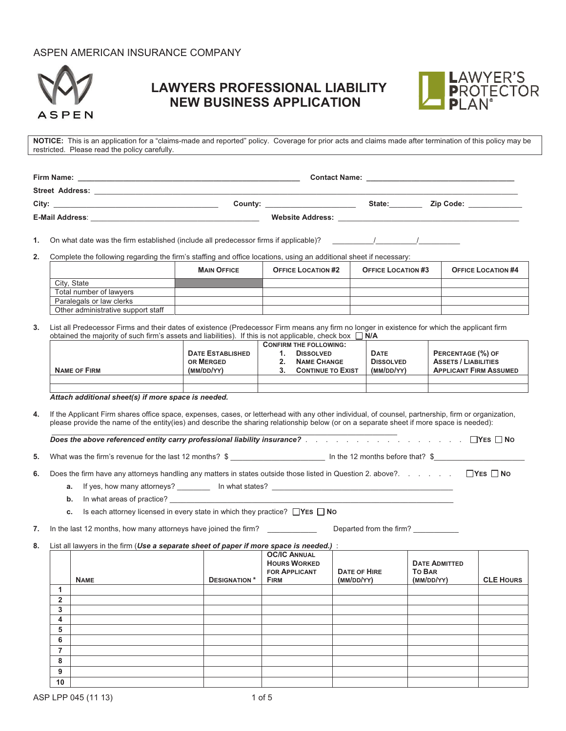ASPEN AMERICAN INSURANCE COMPANY

ASPEN

# LAWYERS PROFESSIONAL LIABILITY NEW BUSINESS APPLICATION

LAWYER'S PROTECTOR PLAN®

**NOTICE:** This is an application for a "claims-made and reported" policy. Coverage for prior acts and claims made after termination of this policy may be restricted. Please read the policy carefully.

**Firm Name:** ______________________ **Contact Name:** ______________________

**Street Address:** ______________________

**City:** ______________________ **County:** ______________________ **State:** ________ **Zip Code:** ____________

**E-Mail Address**: ______________________ **Website Address:** ______________________

1. On what date was the firm established (include all predecessor firms if applicable)? ________/________/________

2. Complete the following regarding the firm's staffing and office locations, using an additional sheet if necessary:

| | **Main Office** | **Office Location #2** | **Office Location #3** | **Office Location #4** |
|---|---|---|---|---|
| City, State | | | | |
| Total number of lawyers | | | | |
| Paralegals or law clerks | | | | |
| Other administrative support staff | | | | |

3. List all Predecessor Firms and their dates of existence (Predecessor Firm means any firm no longer in existence for which the applicant firm obtained the majority of such firm's assets and liabilities). If this is not applicable, check box ☐ **N/A**

| **Name of Firm** | **Date Established or Merged (MM/DD/YY)** | **Confirm the following: 1. Dissolved 2. Name Change 3. Continue to Exist** | **Date Dissolved (MM/DD/YY)** | **Percentage (%) of Assets / Liabilities Applicant Firm Assumed** |
|---|---|---|---|---|
| | | | | |
| | | | | |

***Attach additional sheet(s) if more space is needed.***

4. If the Applicant Firm shares office space, expenses, cases, or letterhead with any other individual, of counsel, partnership, firm or organization, please provide the name of the entity(ies) and describe the sharing relationship below (or on a separate sheet if more space is needed):

   ______________________

   ***Does the above referenced entity carry professional liability insurance?*** ☐ **Yes** ☐ **No**

5. What was the firm's revenue for the last 12 months? $ ____________ In the 12 months before that? $____________

6. Does the firm have any attorneys handling any matters in states outside those listed in Question 2. above?. ☐ **Yes** ☐ **No**

   a. If yes, how many attorneys? ________ In what states? ______________________

   b. In what areas of practice? ______________________

   c. Is each attorney licensed in every state in which they practice? ☐ **Yes** ☐ **No**

7. In the last 12 months, how many attorneys have joined the firm? __________ Departed from the firm? __________

8. List all lawyers in the firm (***Use a separate sheet of paper if more space is needed.)*** :

| | **Name** | **Designation \*** | **OC/IC Annual Hours Worked for Applicant Firm** | **Date of Hire (MM/DD/YY)** | **Date Admitted to Bar (MM/DD/YY)** | **CLE Hours** |
|---|---|---|---|---|---|---|
| **1** | | | | | | |
| **2** | | | | | | |
| **3** | | | | | | |
| **4** | | | | | | |
| **5** | | | | | | |
| **6** | | | | | | |
| **7** | | | | | | |
| **8** | | | | | | |
| **9** | | | | | | |
| **10** | | | | | | |

ASP LPP 045 (11 13)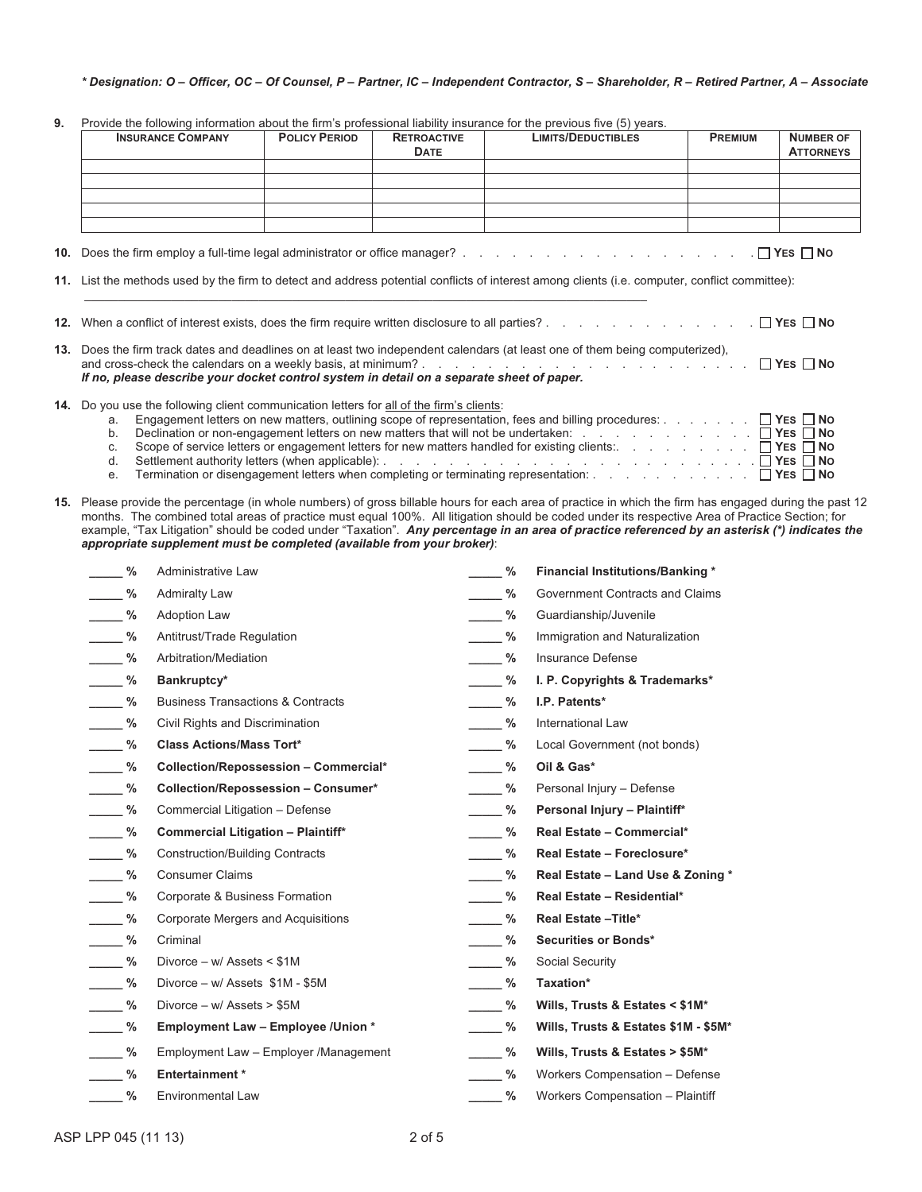***Designation: O – Officer, OC – Of Counsel, P – Partner, IC – Independent Contractor, S – Shareholder, R – Retired Partner, A – Associate***

**9.** Provide the following information about the firm's professional liability insurance for the previous five (5) years.

| INSURANCE COMPANY | POLICY PERIOD | RETROACTIVE DATE | LIMITS/DEDUCTIBLES | PREMIUM | NUMBER OF ATTORNEYS |
|---|---|---|---|---|---|
| | | | | | |
| | | | | | |
| | | | | | |
| | | | | | |
| | | | | | |

**10.** Does the firm employ a full-time legal administrator or office manager? . . . . . . . . . . . . . . . . . . . ☐ YES ☐ NO

**11.** List the methods used by the firm to detect and address potential conflicts of interest among clients (i.e. computer, conflict committee):

_______________________________________________________________________________

**12.** When a conflict of interest exists, does the firm require written disclosure to all parties? . . . . . . . . . . . . . ☐ YES ☐ NO

**13.** Does the firm track dates and deadlines on at least two independent calendars (at least one of them being computerized), and cross-check the calendars on a weekly basis, at minimum? . . . . . . . . . . . . . . . . . . . . . . ☐ YES ☐ NO
***If no, please describe your docket control system in detail on a separate sheet of paper.***

**14.** Do you use the following client communication letters for all of the firm's clients:

a. Engagement letters on new matters, outlining scope of representation, fees and billing procedures: . . . . . . . ☐ YES ☐ NO
b. Declination or non-engagement letters on new matters that will not be undertaken: . . . . . . . . . . . . ☐ YES ☐ NO
c. Scope of service letters or engagement letters for new matters handled for existing clients:. . . . . . . . . ☐ YES ☐ NO
d. Settlement authority letters (when applicable): . . . . . . . . . . . . . . . . . . . . . . . . . . . ☐ YES ☐ NO
e. Termination or disengagement letters when completing or terminating representation: . . . . . . . . . . . ☐ YES ☐ NO

**15.** Please provide the percentage (in whole numbers) of gross billable hours for each area of practice in which the firm has engaged during the past 12 months. The combined total areas of practice must equal 100%. All litigation should be coded under its respective Area of Practice Section; for example, "Tax Litigation" should be coded under "Taxation". ***Any percentage in an area of practice referenced by an asterisk (*) indicates the appropriate supplement must be completed (available from your broker)***:

_____ % Administrative Law
_____ % Admiralty Law
_____ % Adoption Law
_____ % Antitrust/Trade Regulation
_____ % Arbitration/Mediation
_____ % **Bankruptcy***
_____ % Business Transactions & Contracts
_____ % Civil Rights and Discrimination
_____ % **Class Actions/Mass Tort***
_____ % **Collection/Repossession – Commercial***
_____ % **Collection/Repossession – Consumer***
_____ % Commercial Litigation – Defense
_____ % **Commercial Litigation – Plaintiff***
_____ % Construction/Building Contracts
_____ % Consumer Claims
_____ % Corporate & Business Formation
_____ % Corporate Mergers and Acquisitions
_____ % Criminal
_____ % Divorce – w/ Assets < $1M
_____ % Divorce – w/ Assets $1M - $5M
_____ % Divorce – w/ Assets > $5M
_____ % **Employment Law – Employee /Union ***
_____ % Employment Law – Employer /Management
_____ % **Entertainment ***
_____ % Environmental Law
_____ % **Financial Institutions/Banking ***
_____ % Government Contracts and Claims
_____ % Guardianship/Juvenile
_____ % Immigration and Naturalization
_____ % Insurance Defense
_____ % **I. P. Copyrights & Trademarks***
_____ % **I.P. Patents***
_____ % International Law
_____ % Local Government (not bonds)
_____ % **Oil & Gas***
_____ % Personal Injury – Defense
_____ % **Personal Injury – Plaintiff***
_____ % **Real Estate – Commercial***
_____ % **Real Estate – Foreclosure***
_____ % **Real Estate – Land Use & Zoning ***
_____ % **Real Estate – Residential***
_____ % **Real Estate –Title***
_____ % **Securities or Bonds***
_____ % Social Security
_____ % **Taxation***
_____ % **Wills, Trusts & Estates < $1M***
_____ % **Wills, Trusts & Estates $1M - $5M***
_____ % **Wills, Trusts & Estates > $5M***
_____ % Workers Compensation – Defense
_____ % Workers Compensation – Plaintiff

ASP LPP 045 (11 13)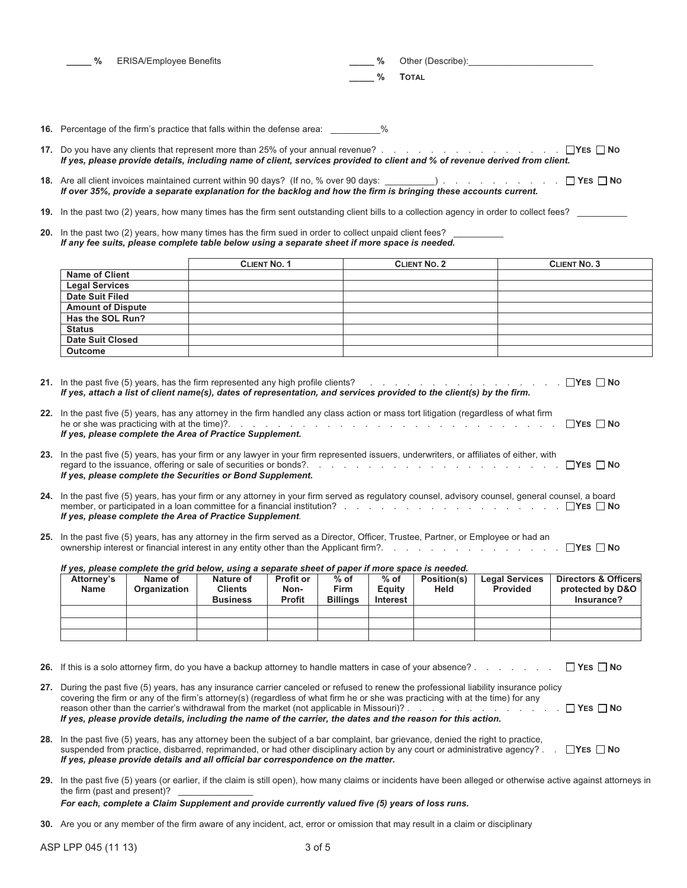_____ % ERISA/Employee Benefits

_____ % Other (Describe):________________________

_____ % **TOTAL**

**16.** Percentage of the firm's practice that falls within the defense area: __________%

**17.** Do you have any clients that represent more than 25% of your annual revenue? . . . . . . . . . . . . . . . . ☐**YES** ☐ **NO**
***If yes, please provide details, including name of client, services provided to client and % of revenue derived from client.***

**18.** Are all client invoices maintained current within 90 days? (If no, % over 90 days: __________) . . . . . . . . . . ☐ **YES** ☐ **NO**
***If over 35%, provide a separate explanation for the backlog and how the firm is bringing these accounts current.***

**19.** In the past two (2) years, how many times has the firm sent outstanding client bills to a collection agency in order to collect fees? __________

**20.** In the past two (2) years, how many times has the firm sued in order to collect unpaid client fees? __________
***If any fee suits, please complete table below using a separate sheet if more space is needed.***

| | **CLIENT NO. 1** | **CLIENT NO. 2** | **CLIENT NO. 3** |
|---|---|---|---|
| **Name of Client** | | | |
| **Legal Services** | | | |
| **Date Suit Filed** | | | |
| **Amount of Dispute** | | | |
| **Has the SOL Run?** | | | |
| **Status** | | | |
| **Date Suit Closed** | | | |
| **Outcome** | | | |

**21.** In the past five (5) years, has the firm represented any high profile clients? . . . . . . . . . . . . . . . . . ☐**YES** ☐ **NO**
***If yes, attach a list of client name(s), dates of representation, and services provided to the client(s) by the firm.***

**22.** In the past five (5) years, has any attorney in the firm handled any class action or mass tort litigation (regardless of what firm he or she was practicing with at the time)?. . . . . . . . . . . . . . . . . . . . . . . . . . . ☐**YES** ☐ **NO**
***If yes, please complete the Area of Practice Supplement.***

**23.** In the past five (5) years, has your firm or any lawyer in your firm represented issuers, underwriters, or affiliates of either, with regard to the issuance, offering or sale of securities or bonds?. . . . . . . . . . . . . . . . . . . . . ☐**YES** ☐ **NO**
***If yes, please complete the Securities or Bond Supplement.***

**24.** In the past five (5) years, has your firm or any attorney in your firm served as regulatory counsel, advisory counsel, general counsel, a board member, or participated in a loan committee for a financial institution? . . . . . . . . . . . . . . . . . . . ☐**YES** ☐ **NO**
***If yes, please complete the Area of Practice Supplement.***

**25.** In the past five (5) years, has any attorney in the firm served as a Director, Officer, Trustee, Partner, or Employee or had an ownership interest or financial interest in any entity other than the Applicant firm?. . . . . . . . . . . . . . . . . ☐**YES** ☐ **NO**

***If yes, please complete the grid below, using a separate sheet of paper if more space is needed.***

| **Attorney's Name** | **Name of Organization** | **Nature of Clients Business** | **Profit or Non-Profit** | **% of Firm Billings** | **% of Equity Interest** | **Position(s) Held** | **Legal Services Provided** | **Directors & Officers protected by D&O Insurance?** |
|---|---|---|---|---|---|---|---|---|
| | | | | | | | | |
| | | | | | | | | |
| | | | | | | | | |

**26.** If this is a solo attorney firm, do you have a backup attorney to handle matters in case of your absence? . . . . . . . . ☐ **YES** ☐ **NO**

**27.** During the past five (5) years, has any insurance carrier canceled or refused to renew the professional liability insurance policy covering the firm or any of the firm's attorney(s) (regardless of what firm he or she was practicing with at the time) for any reason other than the carrier's withdrawal from the market (not applicable in Missouri)? . . . . . . . . . . . . . . ☐ **YES** ☐ **NO**
***If yes, please provide details, including the name of the carrier, the dates and the reason for this action.***

**28.** In the past five (5) years, has any attorney been the subject of a bar complaint, bar grievance, denied the right to practice, suspended from practice, disbarred, reprimanded, or had other disciplinary action by any court or administrative agency? . . ☐**YES** ☐ **NO**
***If yes, please provide details and all official bar correspondence on the matter.***

**29.** In the past five (5) years (or earlier, if the claim is still open), how many claims or incidents have been alleged or otherwise active against attorneys in the firm (past and present)? ______________
***For each, complete a Claim Supplement and provide currently valued five (5) years of loss runs.***

**30.** Are you or any member of the firm aware of any incident, act, error or omission that may result in a claim or disciplinary

ASP LPP 045 (11 13)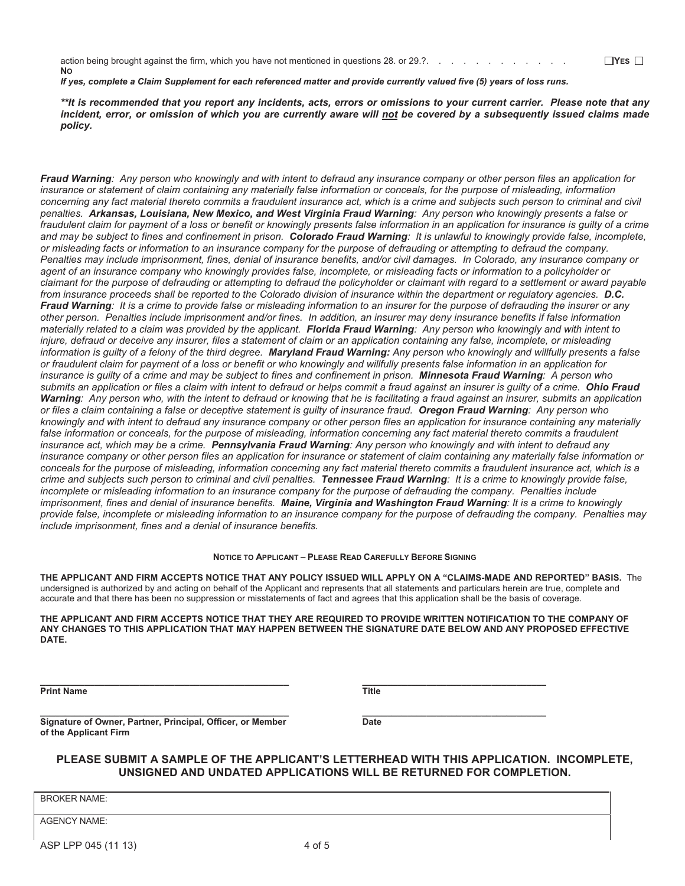action being brought against the firm, which you have not mentioned in questions 28. or 29.?. . . . . . . . . . . . . . ☐YES ☐ NO

***If yes, complete a Claim Supplement for each referenced matter and provide currently valued five (5) years of loss runs.***

***\*\*It is recommended that you report any incidents, acts, errors or omissions to your current carrier. Please note that any incident, error, or omission of which you are currently aware will not be covered by a subsequently issued claims made policy.***

***Fraud Warning****: Any person who knowingly and with intent to defraud any insurance company or other person files an application for insurance or statement of claim containing any materially false information or conceals, for the purpose of misleading, information concerning any fact material thereto commits a fraudulent insurance act, which is a crime and subjects such person to criminal and civil penalties.* ***Arkansas, Louisiana, New Mexico, and West Virginia Fraud Warning****: Any person who knowingly presents a false or fraudulent claim for payment of a loss or benefit or knowingly presents false information in an application for insurance is guilty of a crime and may be subject to fines and confinement in prison.* ***Colorado Fraud Warning****: It is unlawful to knowingly provide false, incomplete, or misleading facts or information to an insurance company for the purpose of defrauding or attempting to defraud the company. Penalties may include imprisonment, fines, denial of insurance benefits, and/or civil damages. In Colorado, any insurance company or agent of an insurance company who knowingly provides false, incomplete, or misleading facts or information to a policyholder or claimant for the purpose of defrauding or attempting to defraud the policyholder or claimant with regard to a settlement or award payable from insurance proceeds shall be reported to the Colorado division of insurance within the department or regulatory agencies.* ***D.C. Fraud Warning****: It is a crime to provide false or misleading information to an insurer for the purpose of defrauding the insurer or any other person. Penalties include imprisonment and/or fines. In addition, an insurer may deny insurance benefits if false information materially related to a claim was provided by the applicant.* ***Florida Fraud Warning****: Any person who knowingly and with intent to injure, defraud or deceive any insurer, files a statement of claim or an application containing any false, incomplete, or misleading information is guilty of a felony of the third degree.* ***Maryland Fraud Warning:*** *Any person who knowingly and willfully presents a false or fraudulent claim for payment of a loss or benefit or who knowingly and willfully presents false information in an application for insurance is guilty of a crime and may be subject to fines and confinement in prison.* ***Minnesota Fraud Warning****: A person who submits an application or files a claim with intent to defraud or helps commit a fraud against an insurer is guilty of a crime.* ***Ohio Fraud Warning****: Any person who, with the intent to defraud or knowing that he is facilitating a fraud against an insurer, submits an application or files a claim containing a false or deceptive statement is guilty of insurance fraud.* ***Oregon Fraud Warning****: Any person who knowingly and with intent to defraud any insurance company or other person files an application for insurance containing any materially false information or conceals, for the purpose of misleading, information concerning any fact material thereto commits a fraudulent insurance act, which may be a crime.* ***Pennsylvania Fraud Warning****: Any person who knowingly and with intent to defraud any insurance company or other person files an application for insurance or statement of claim containing any materially false information or conceals for the purpose of misleading, information concerning any fact material thereto commits a fraudulent insurance act, which is a crime and subjects such person to criminal and civil penalties.* ***Tennessee Fraud Warning****: It is a crime to knowingly provide false, incomplete or misleading information to an insurance company for the purpose of defrauding the company. Penalties include imprisonment, fines and denial of insurance benefits.* ***Maine, Virginia and Washington Fraud Warning****: It is a crime to knowingly provide false, incomplete or misleading information to an insurance company for the purpose of defrauding the company. Penalties may include imprisonment, fines and a denial of insurance benefits.*

**NOTICE TO APPLICANT – PLEASE READ CAREFULLY BEFORE SIGNING**

**THE APPLICANT AND FIRM ACCEPTS NOTICE THAT ANY POLICY ISSUED WILL APPLY ON A "CLAIMS-MADE AND REPORTED" BASIS.** The undersigned is authorized by and acting on behalf of the Applicant and represents that all statements and particulars herein are true, complete and accurate and that there has been no suppression or misstatements of fact and agrees that this application shall be the basis of coverage.

**THE APPLICANT AND FIRM ACCEPTS NOTICE THAT THEY ARE REQUIRED TO PROVIDE WRITTEN NOTIFICATION TO THE COMPANY OF ANY CHANGES TO THIS APPLICATION THAT MAY HAPPEN BETWEEN THE SIGNATURE DATE BELOW AND ANY PROPOSED EFFECTIVE DATE.**

_______________________________________________ _________________________________

**Print Name** **Title**

_______________________________________________ _________________________________

**Signature of Owner, Partner, Principal, Officer, or Member of the Applicant Firm** **Date**

**PLEASE SUBMIT A SAMPLE OF THE APPLICANT'S LETTERHEAD WITH THIS APPLICATION. INCOMPLETE, UNSIGNED AND UNDATED APPLICATIONS WILL BE RETURNED FOR COMPLETION.**

BROKER NAME:

AGENCY NAME:

ASP LPP 045 (11 13)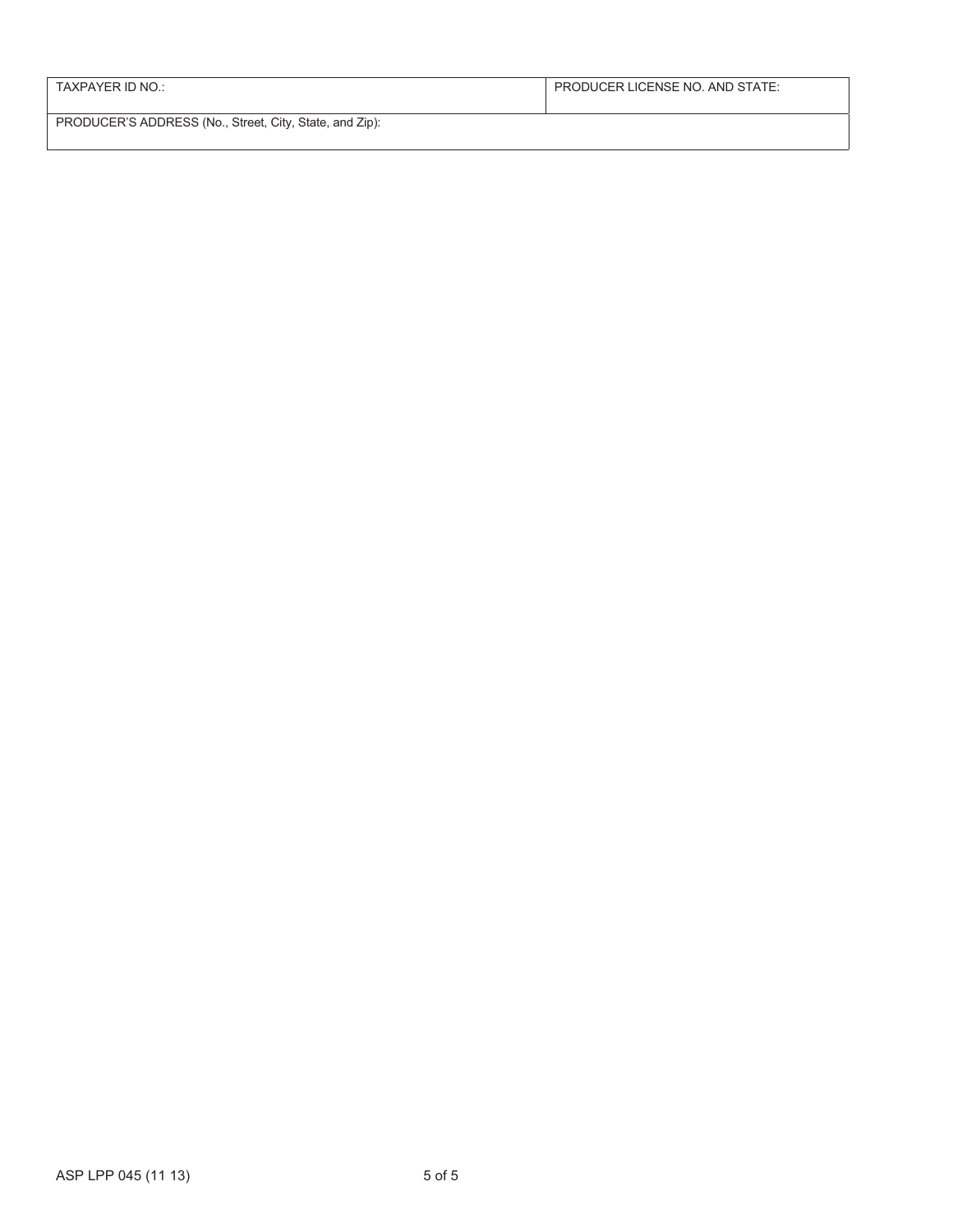| | |
|---|---|
| TAXPAYER ID NO.: | PRODUCER LICENSE NO. AND STATE: |
| PRODUCER'S ADDRESS (No., Street, City, State, and Zip): | |

ASP LPP 045 (11 13)